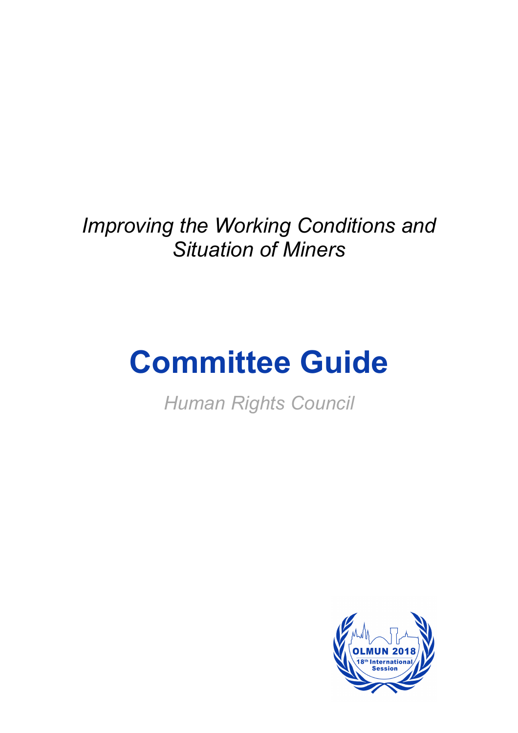*Improving the Working Conditions and Situation of Miners*

# Committee Guide

*Human Rights Council*

OLMUN 2018
18th International Session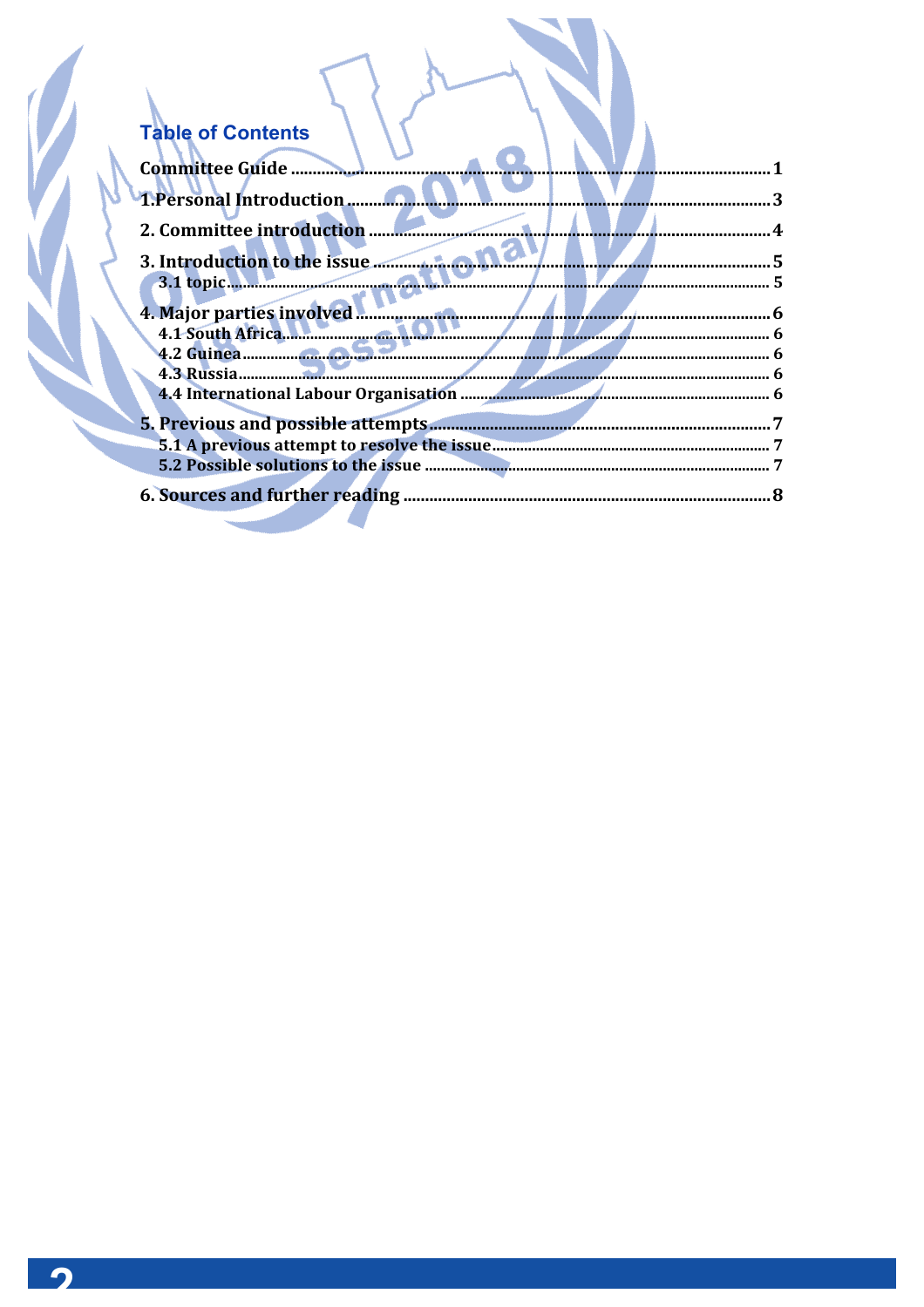## Table of Contents

**Committee Guide** ........................................ 1

**1.Personal Introduction** ........................................ 3

**2. Committee introduction** ........................................ 4

**3. Introduction to the issue** ........................................ 5

- **3.1 topic** ........................................ 5

**4. Major parties involved** ........................................ 6

- **4.1 South Africa** ........................................ 6
- **4.2 Guinea** ........................................ 6
- **4.3 Russia** ........................................ 6
- **4.4 International Labour Organisation** ........................................ 6

**5. Previous and possible attempts** ........................................ 7

- **5.1 A previous attempt to resolve the issue** ........................................ 7
- **5.2 Possible solutions to the issue** ........................................ 7

**6. Sources and further reading** ........................................ 8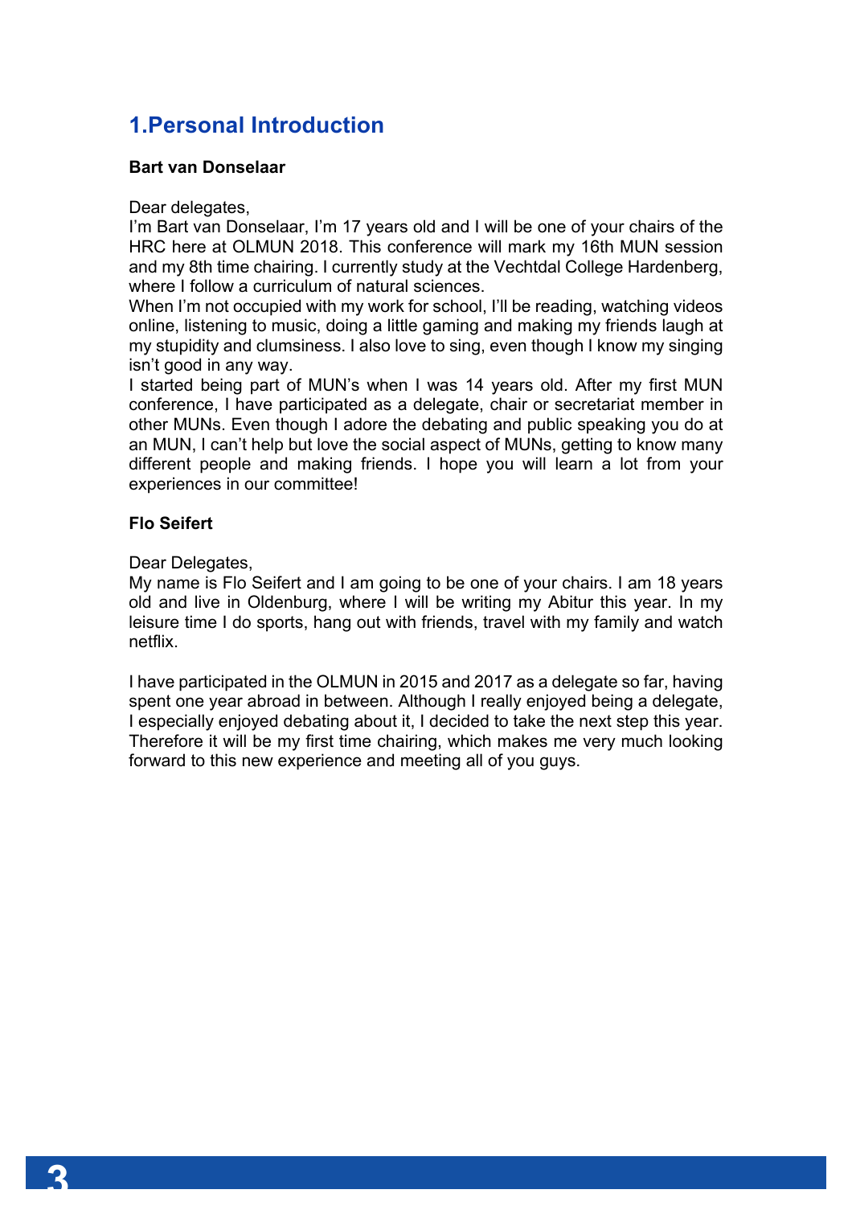## 1. Personal Introduction

**Bart van Donselaar**

Dear delegates,
I'm Bart van Donselaar, I'm 17 years old and I will be one of your chairs of the HRC here at OLMUN 2018. This conference will mark my 16th MUN session and my 8th time chairing. I currently study at the Vechtdal College Hardenberg, where I follow a curriculum of natural sciences.
When I'm not occupied with my work for school, I'll be reading, watching videos online, listening to music, doing a little gaming and making my friends laugh at my stupidity and clumsiness. I also love to sing, even though I know my singing isn't good in any way.
I started being part of MUN's when I was 14 years old. After my first MUN conference, I have participated as a delegate, chair or secretariat member in other MUNs. Even though I adore the debating and public speaking you do at an MUN, I can't help but love the social aspect of MUNs, getting to know many different people and making friends. I hope you will learn a lot from your experiences in our committee!

**Flo Seifert**

Dear Delegates,
My name is Flo Seifert and I am going to be one of your chairs. I am 18 years old and live in Oldenburg, where I will be writing my Abitur this year. In my leisure time I do sports, hang out with friends, travel with my family and watch netflix.

I have participated in the OLMUN in 2015 and 2017 as a delegate so far, having spent one year abroad in between. Although I really enjoyed being a delegate, I especially enjoyed debating about it, I decided to take the next step this year. Therefore it will be my first time chairing, which makes me very much looking forward to this new experience and meeting all of you guys.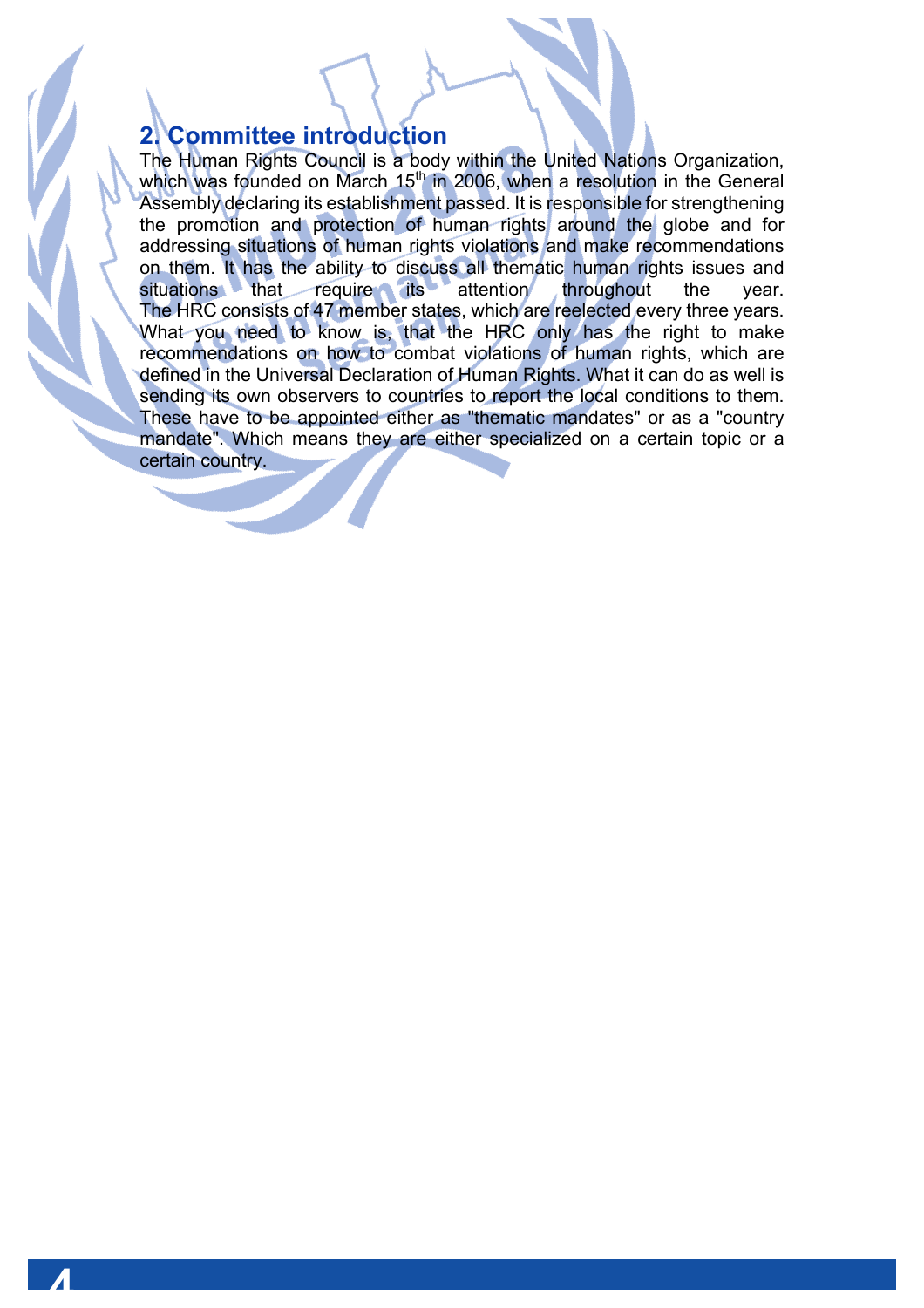## 2. Committee introduction

The Human Rights Council is a body within the United Nations Organization, which was founded on March 15th in 2006, when a resolution in the General Assembly declaring its establishment passed. It is responsible for strengthening the promotion and protection of human rights around the globe and for addressing situations of human rights violations and make recommendations on them. It has the ability to discuss all thematic human rights issues and situations that require its attention throughout the year. The HRC consists of 47 member states, which are reelected every three years. What you need to know is, that the HRC only has the right to make recommendations on how to combat violations of human rights, which are defined in the Universal Declaration of Human Rights. What it can do as well is sending its own observers to countries to report the local conditions to them. These have to be appointed either as "thematic mandates" or as a "country mandate". Which means they are either specialized on a certain topic or a certain country.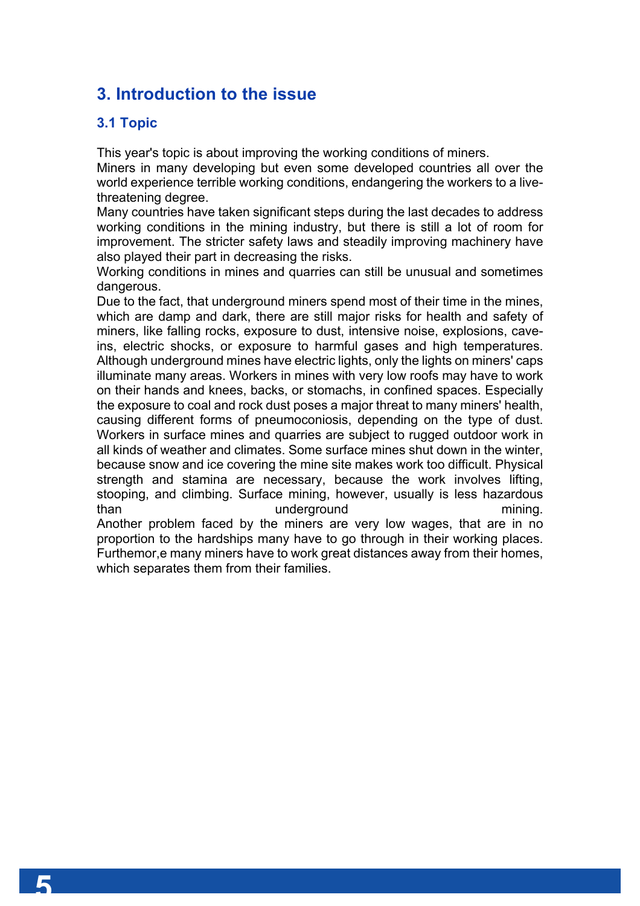## 3. Introduction to the issue

### 3.1 Topic

This year's topic is about improving the working conditions of miners.
Miners in many developing but even some developed countries all over the world experience terrible working conditions, endangering the workers to a live-threatening degree.
Many countries have taken significant steps during the last decades to address working conditions in the mining industry, but there is still a lot of room for improvement. The stricter safety laws and steadily improving machinery have also played their part in decreasing the risks.
Working conditions in mines and quarries can still be unusual and sometimes dangerous.
Due to the fact, that underground miners spend most of their time in the mines, which are damp and dark, there are still major risks for health and safety of miners, like falling rocks, exposure to dust, intensive noise, explosions, cave-ins, electric shocks, or exposure to harmful gases and high temperatures. Although underground mines have electric lights, only the lights on miners' caps illuminate many areas. Workers in mines with very low roofs may have to work on their hands and knees, backs, or stomachs, in confined spaces. Especially the exposure to coal and rock dust poses a major threat to many miners' health, causing different forms of pneumoconiosis, depending on the type of dust. Workers in surface mines and quarries are subject to rugged outdoor work in all kinds of weather and climates. Some surface mines shut down in the winter, because snow and ice covering the mine site makes work too difficult. Physical strength and stamina are necessary, because the work involves lifting, stooping, and climbing. Surface mining, however, usually is less hazardous than underground mining.
Another problem faced by the miners are very low wages, that are in no proportion to the hardships many have to go through in their working places. Furthemor,e many miners have to work great distances away from their homes, which separates them from their families.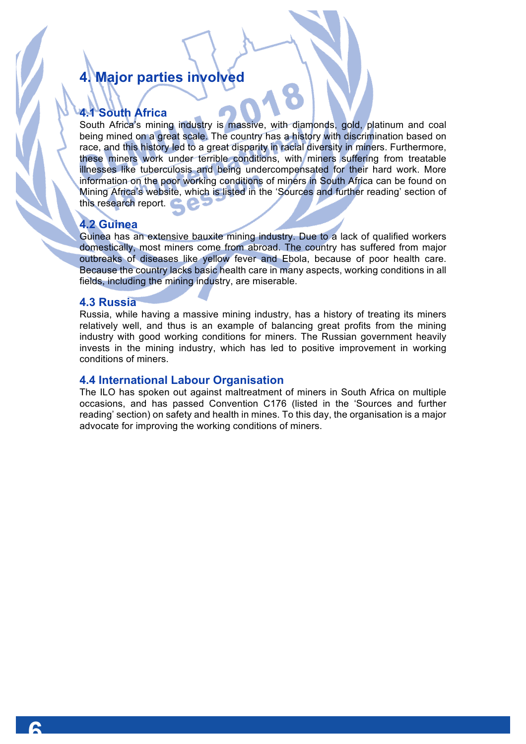# 4. Major parties involved

## 4.1 South Africa

South Africa's mining industry is massive, with diamonds, gold, platinum and coal being mined on a great scale. The country has a history with discrimination based on race, and this history led to a great disparity in racial diversity in miners. Furthermore, these miners work under terrible conditions, with miners suffering from treatable illnesses like tuberculosis and being undercompensated for their hard work. More information on the poor working conditions of miners in South Africa can be found on Mining Africa's website, which is listed in the 'Sources and further reading' section of this research report.

## 4.2 Guinea

Guinea has an extensive bauxite mining industry. Due to a lack of qualified workers domestically, most miners come from abroad. The country has suffered from major outbreaks of diseases like yellow fever and Ebola, because of poor health care. Because the country lacks basic health care in many aspects, working conditions in all fields, including the mining industry, are miserable.

## 4.3 Russia

Russia, while having a massive mining industry, has a history of treating its miners relatively well, and thus is an example of balancing great profits from the mining industry with good working conditions for miners. The Russian government heavily invests in the mining industry, which has led to positive improvement in working conditions of miners.

## 4.4 International Labour Organisation

The ILO has spoken out against maltreatment of miners in South Africa on multiple occasions, and has passed Convention C176 (listed in the 'Sources and further reading' section) on safety and health in mines. To this day, the organisation is a major advocate for improving the working conditions of miners.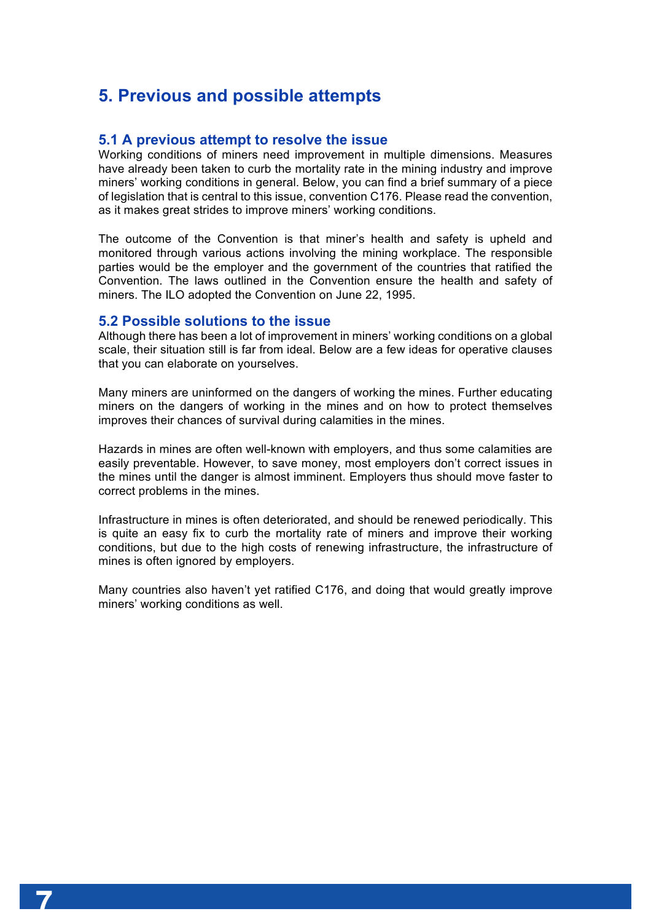## 5. Previous and possible attempts

### 5.1 A previous attempt to resolve the issue

Working conditions of miners need improvement in multiple dimensions. Measures have already been taken to curb the mortality rate in the mining industry and improve miners' working conditions in general. Below, you can find a brief summary of a piece of legislation that is central to this issue, convention C176. Please read the convention, as it makes great strides to improve miners' working conditions.

The outcome of the Convention is that miner's health and safety is upheld and monitored through various actions involving the mining workplace. The responsible parties would be the employer and the government of the countries that ratified the Convention. The laws outlined in the Convention ensure the health and safety of miners. The ILO adopted the Convention on June 22, 1995.

### 5.2 Possible solutions to the issue

Although there has been a lot of improvement in miners' working conditions on a global scale, their situation still is far from ideal. Below are a few ideas for operative clauses that you can elaborate on yourselves.

Many miners are uninformed on the dangers of working the mines. Further educating miners on the dangers of working in the mines and on how to protect themselves improves their chances of survival during calamities in the mines.

Hazards in mines are often well-known with employers, and thus some calamities are easily preventable. However, to save money, most employers don't correct issues in the mines until the danger is almost imminent. Employers thus should move faster to correct problems in the mines.

Infrastructure in mines is often deteriorated, and should be renewed periodically. This is quite an easy fix to curb the mortality rate of miners and improve their working conditions, but due to the high costs of renewing infrastructure, the infrastructure of mines is often ignored by employers.

Many countries also haven't yet ratified C176, and doing that would greatly improve miners' working conditions as well.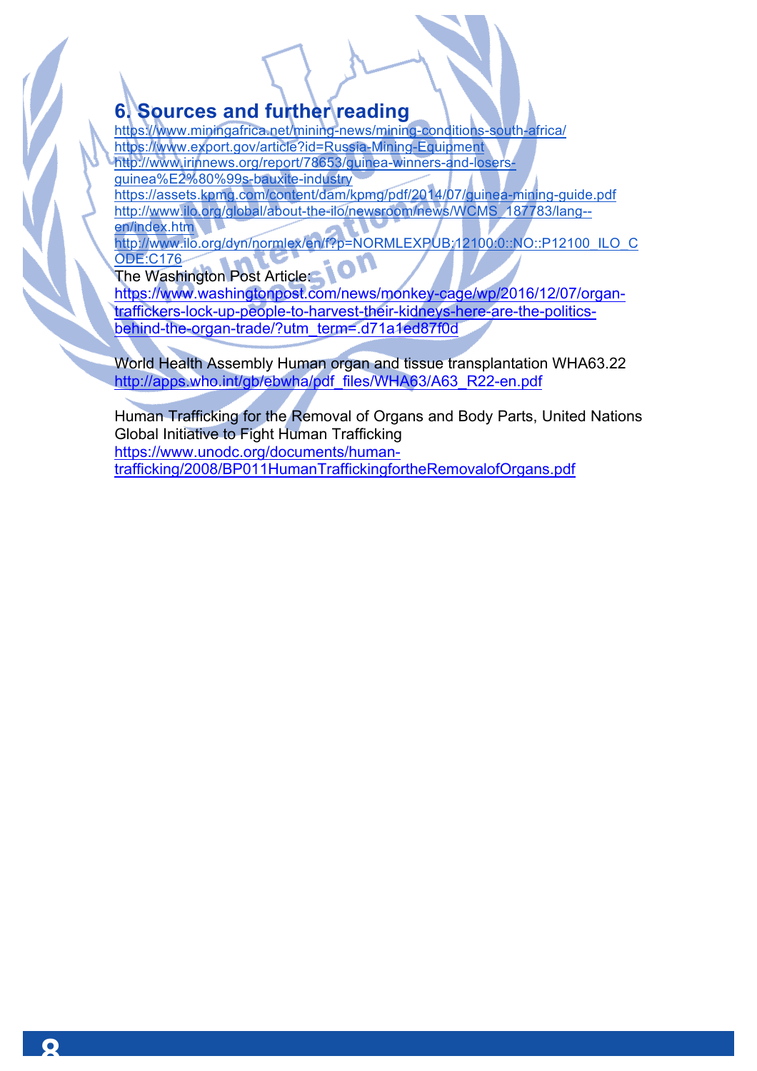## 6. Sources and further reading

https://www.miningafrica.net/mining-news/mining-conditions-south-africa/
https://www.export.gov/article?id=Russia-Mining-Equipment
http://www.irinnews.org/report/78653/guinea-winners-and-losers-guinea%E2%80%99s-bauxite-industry
https://assets.kpmg.com/content/dam/kpmg/pdf/2014/07/guinea-mining-guide.pdf
http://www.ilo.org/global/about-the-ilo/newsroom/news/WCMS_187783/lang--en/index.htm
http://www.ilo.org/dyn/normlex/en/f?p=NORMLEXPUB:12100:0::NO::P12100_ILO_CODE:C176
The Washington Post Article:
https://www.washingtonpost.com/news/monkey-cage/wp/2016/12/07/organ-traffickers-lock-up-people-to-harvest-their-kidneys-here-are-the-politics-behind-the-organ-trade/?utm_term=.d71a1ed87f0d

World Health Assembly Human organ and tissue transplantation WHA63.22
http://apps.who.int/gb/ebwha/pdf_files/WHA63/A63_R22-en.pdf

Human Trafficking for the Removal of Organs and Body Parts, United Nations Global Initiative to Fight Human Trafficking
https://www.unodc.org/documents/human-trafficking/2008/BP011HumanTraffickingfortheRemovalofOrgans.pdf